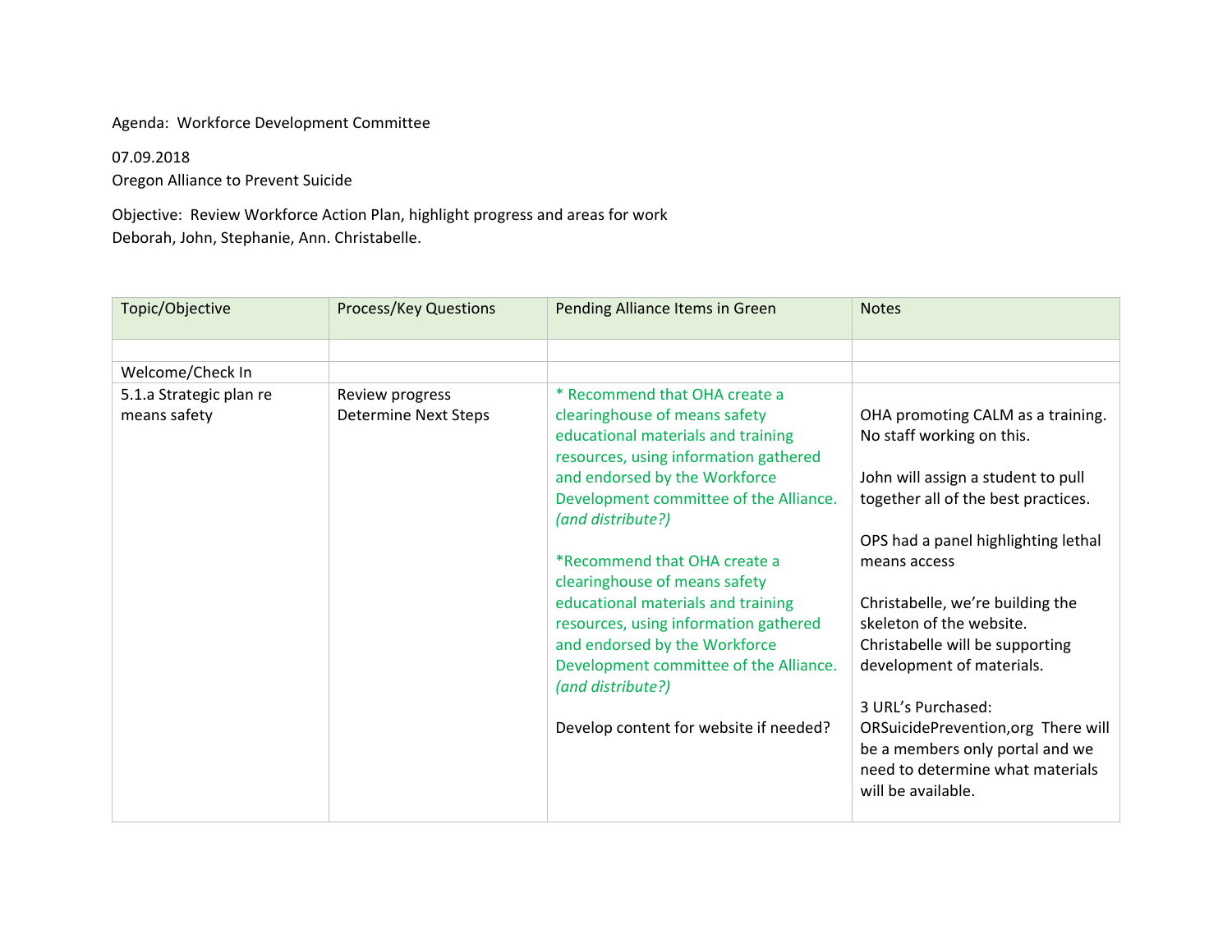Agenda: Workforce Development Committee

07.09.2018

Oregon Alliance to Prevent Suicide

Objective: Review Workforce Action Plan, highlight progress and areas for work

Deborah, John, Stephanie, Ann. Christabelle.

| Topic/Objective | Process/Key Questions | Pending Alliance Items in Green | Notes |
|---|---|---|---|
| | | | |
| Welcome/Check In | | | |
| 5.1.a Strategic plan re means safety | Review progress<br>Determine Next Steps | * Recommend that OHA create a clearinghouse of means safety educational materials and training resources, using information gathered and endorsed by the Workforce Development committee of the Alliance. *(and distribute?)*<br><br>*Recommend that OHA create a clearinghouse of means safety educational materials and training resources, using information gathered and endorsed by the Workforce Development committee of the Alliance. *(and distribute?)*<br><br>Develop content for website if needed? | OHA promoting CALM as a training. No staff working on this.<br><br>John will assign a student to pull together all of the best practices.<br><br>OPS had a panel highlighting lethal means access<br><br>Christabelle, we're building the skeleton of the website. Christabelle will be supporting development of materials.<br><br>3 URL's Purchased: ORSuicidePrevention,org There will be a members only portal and we need to determine what materials will be available. |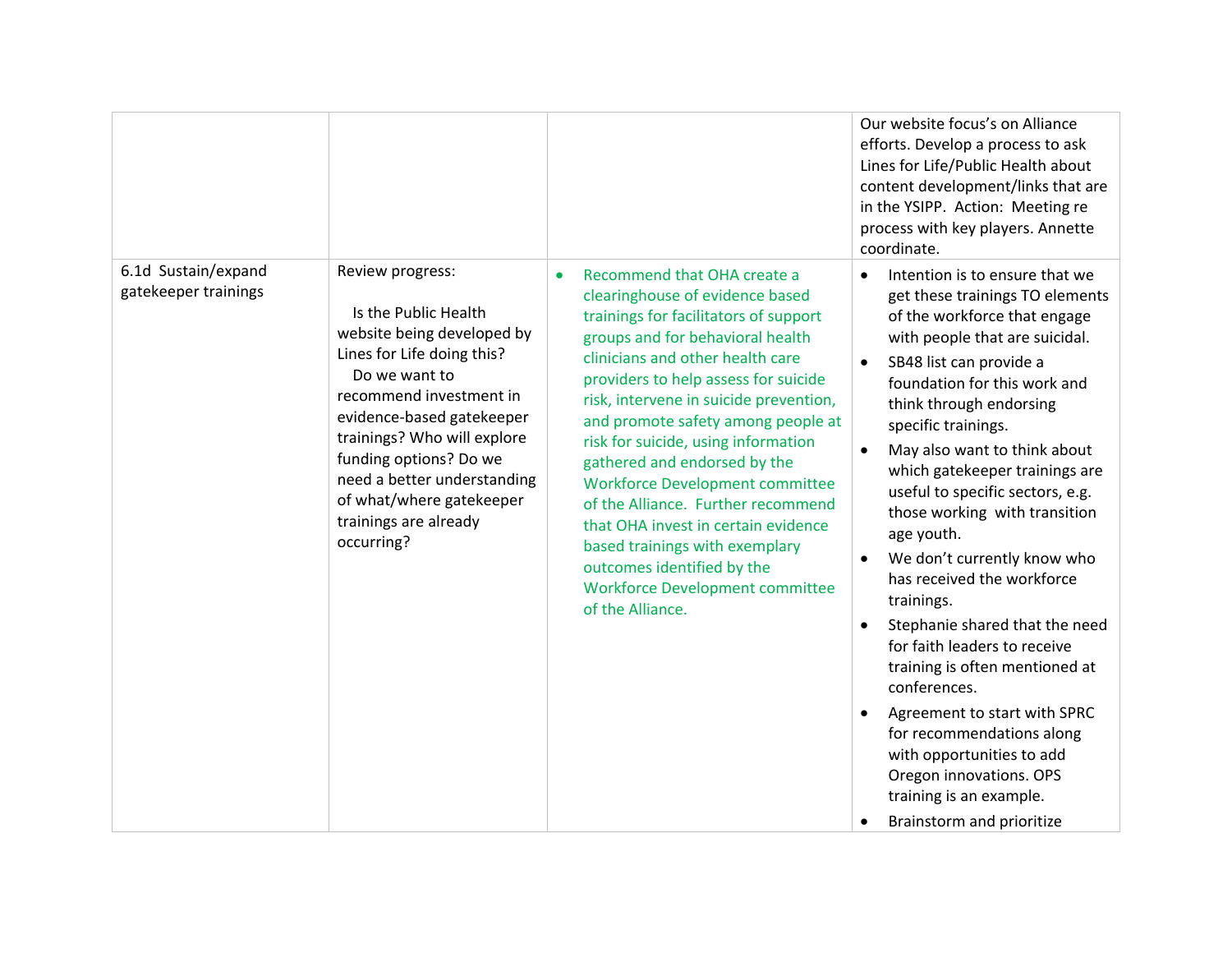| | | | |
|---|---|---|---|
| | | | Our website focus's on Alliance efforts. Develop a process to ask Lines for Life/Public Health about content development/links that are in the YSIPP. Action: Meeting re process with key players. Annette coordinate. |
| 6.1d Sustain/expand gatekeeper trainings | Review progress:<br><br>Is the Public Health website being developed by Lines for Life doing this?<br>Do we want to recommend investment in evidence-based gatekeeper trainings? Who will explore funding options? Do we need a better understanding of what/where gatekeeper trainings are already occurring? | • Recommend that OHA create a clearinghouse of evidence based trainings for facilitators of support groups and for behavioral health clinicians and other health care providers to help assess for suicide risk, intervene in suicide prevention, and promote safety among people at risk for suicide, using information gathered and endorsed by the Workforce Development committee of the Alliance. Further recommend that OHA invest in certain evidence based trainings with exemplary outcomes identified by the Workforce Development committee of the Alliance. | • Intention is to ensure that we get these trainings TO elements of the workforce that engage with people that are suicidal.<br>• SB48 list can provide a foundation for this work and think through endorsing specific trainings.<br>• May also want to think about which gatekeeper trainings are useful to specific sectors, e.g. those working with transition age youth.<br>• We don't currently know who has received the workforce trainings.<br>• Stephanie shared that the need for faith leaders to receive training is often mentioned at conferences.<br>• Agreement to start with SPRC for recommendations along with opportunities to add Oregon innovations. OPS training is an example.<br>• Brainstorm and prioritize |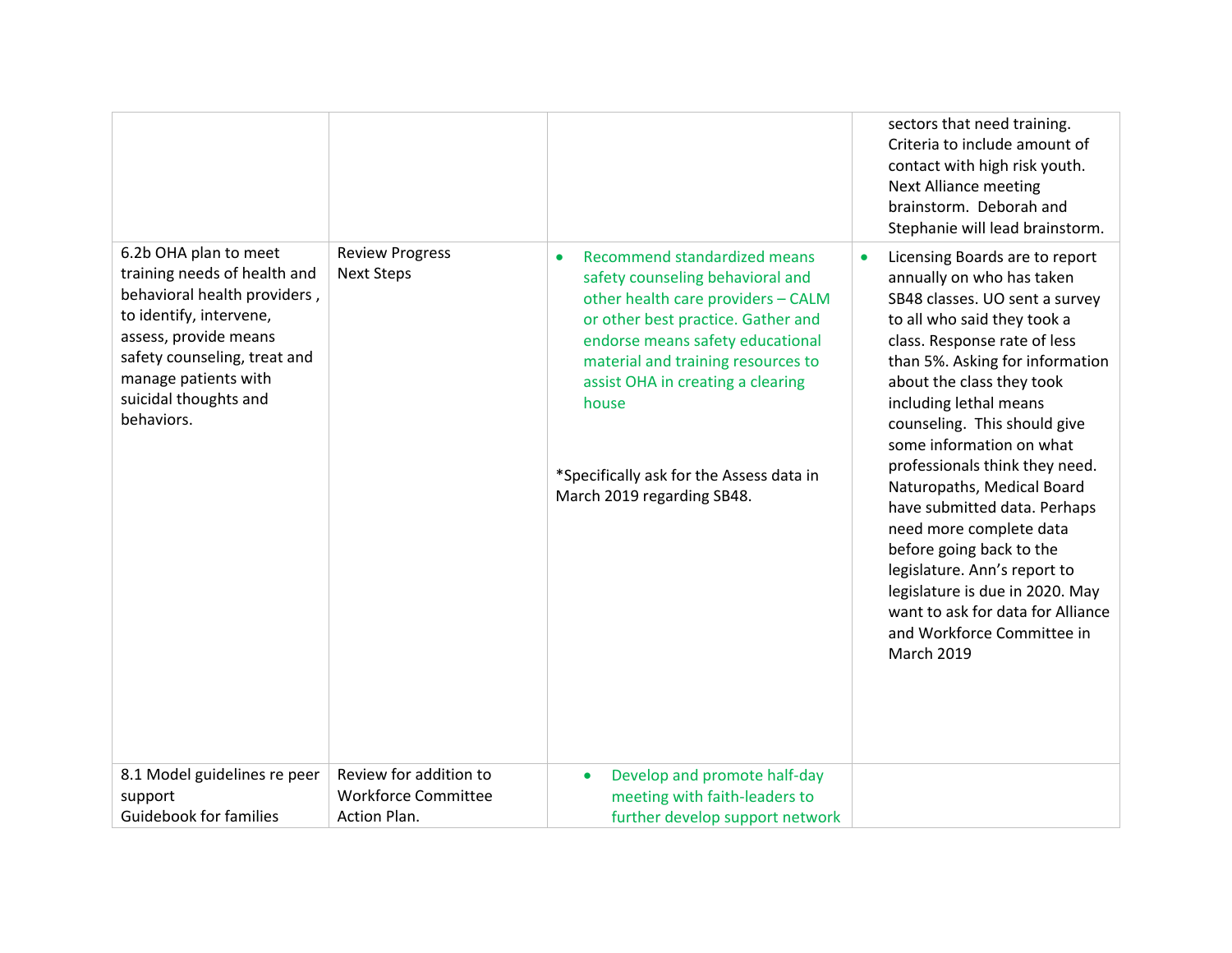| | | | |
|---|---|---|---|
| | | | sectors that need training. Criteria to include amount of contact with high risk youth. Next Alliance meeting brainstorm. Deborah and Stephanie will lead brainstorm. |
| 6.2b OHA plan to meet training needs of health and behavioral health providers , to identify, intervene, assess, provide means safety counseling, treat and manage patients with suicidal thoughts and behaviors. | Review Progress<br>Next Steps | • Recommend standardized means safety counseling behavioral and other health care providers – CALM or other best practice. Gather and endorse means safety educational material and training resources to assist OHA in creating a clearing house<br><br>*Specifically ask for the Assess data in March 2019 regarding SB48. | • Licensing Boards are to report annually on who has taken SB48 classes. UO sent a survey to all who said they took a class. Response rate of less than 5%. Asking for information about the class they took including lethal means counseling. This should give some information on what professionals think they need. Naturopaths, Medical Board have submitted data. Perhaps need more complete data before going back to the legislature. Ann's report to legislature is due in 2020. May want to ask for data for Alliance and Workforce Committee in March 2019 |
| 8.1 Model guidelines re peer support<br>Guidebook for families | Review for addition to Workforce Committee Action Plan. | • Develop and promote half-day meeting with faith-leaders to further develop support network | |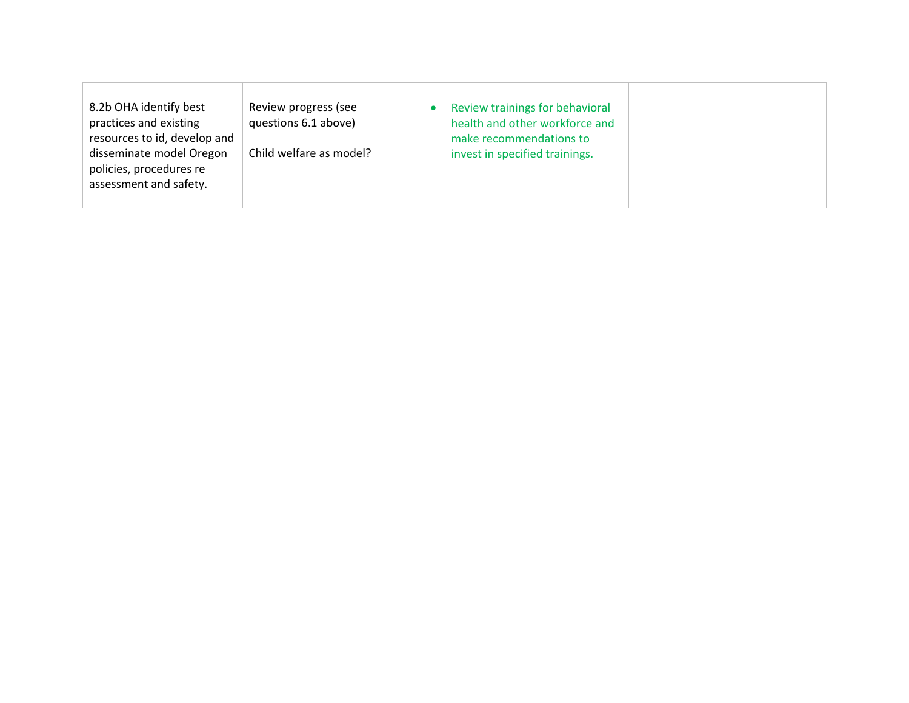| | | | |
|---|---|---|---|
| 8.2b OHA identify best practices and existing resources to id, develop and disseminate model Oregon policies, procedures re assessment and safety. | Review progress (see questions 6.1 above)<br><br>Child welfare as model? | • Review trainings for behavioral health and other workforce and make recommendations to invest in specified trainings. | |
| | | | |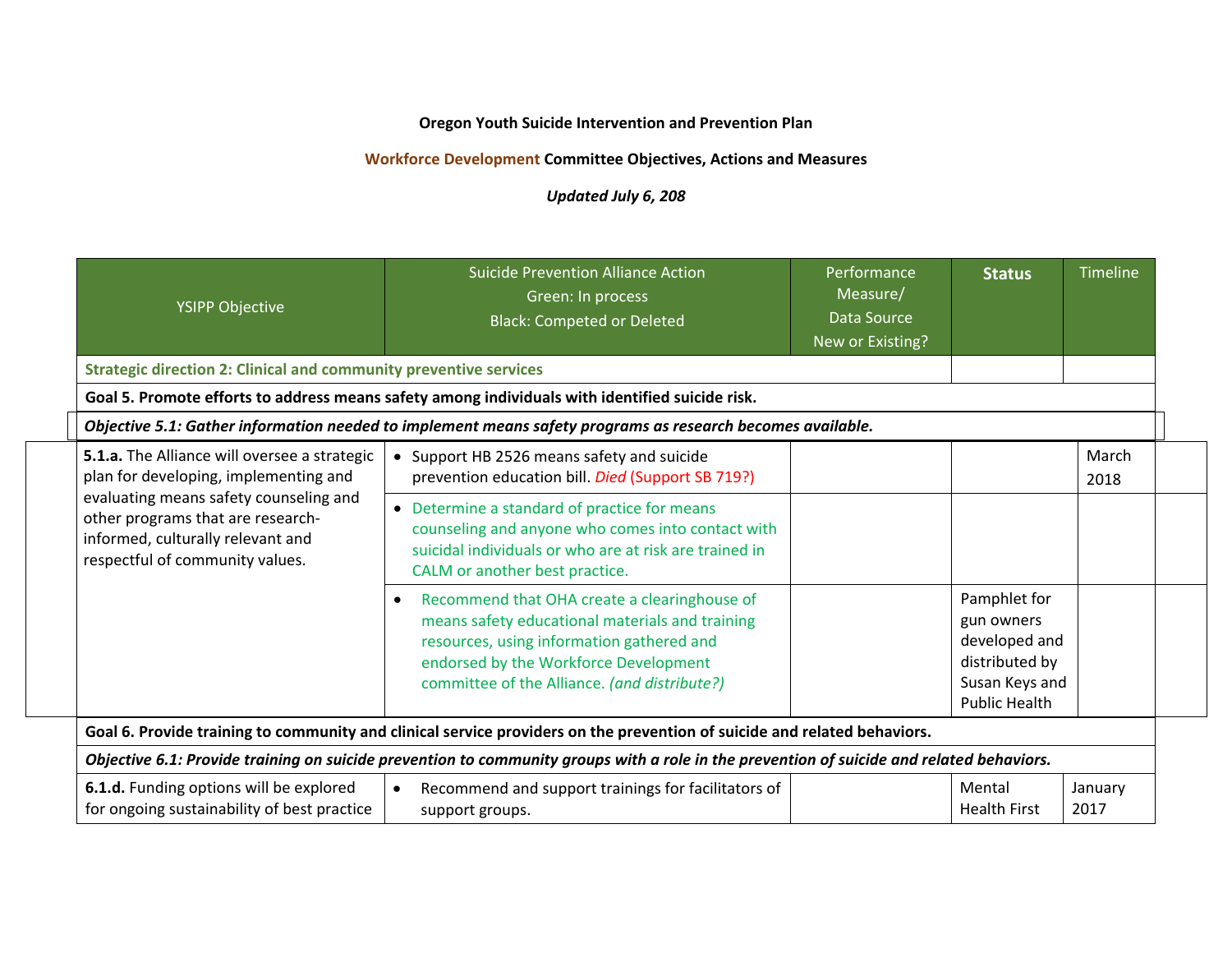**Oregon Youth Suicide Intervention and Prevention Plan**

**Workforce Development Committee Objectives, Actions and Measures**

***Updated July 6, 208***

| YSIPP Objective | Suicide Prevention Alliance Action<br>Green: In process<br>Black: Competed or Deleted | Performance Measure/<br>Data Source<br>New or Existing? | **Status** | Timeline |
|---|---|---|---|---|
| **Strategic direction 2: Clinical and community preventive services** | | | | |
| **Goal 5. Promote efforts to address means safety among individuals with identified suicide risk.** | | | | |
| ***Objective 5.1: Gather information needed to implement means safety programs as research becomes available.*** | | | | |
| **5.1.a.** The Alliance will oversee a strategic plan for developing, implementing and evaluating means safety counseling and other programs that are research-informed, culturally relevant and respectful of community values. | • Support HB 2526 means safety and suicide prevention education bill. *Died* (Support SB 719?) | | | March 2018 |
| | • Determine a standard of practice for means counseling and anyone who comes into contact with suicidal individuals or who are at risk are trained in CALM or another best practice. | | | |
| | • Recommend that OHA create a clearinghouse of means safety educational materials and training resources, using information gathered and endorsed by the Workforce Development committee of the Alliance. *(and distribute?)* | | Pamphlet for gun owners developed and distributed by Susan Keys and Public Health | |
| **Goal 6. Provide training to community and clinical service providers on the prevention of suicide and related behaviors.** | | | | |
| ***Objective 6.1: Provide training on suicide prevention to community groups with a role in the prevention of suicide and related behaviors.*** | | | | |
| **6.1.d.** Funding options will be explored for ongoing sustainability of best practice | • Recommend and support trainings for facilitators of support groups. | | Mental Health First | January 2017 |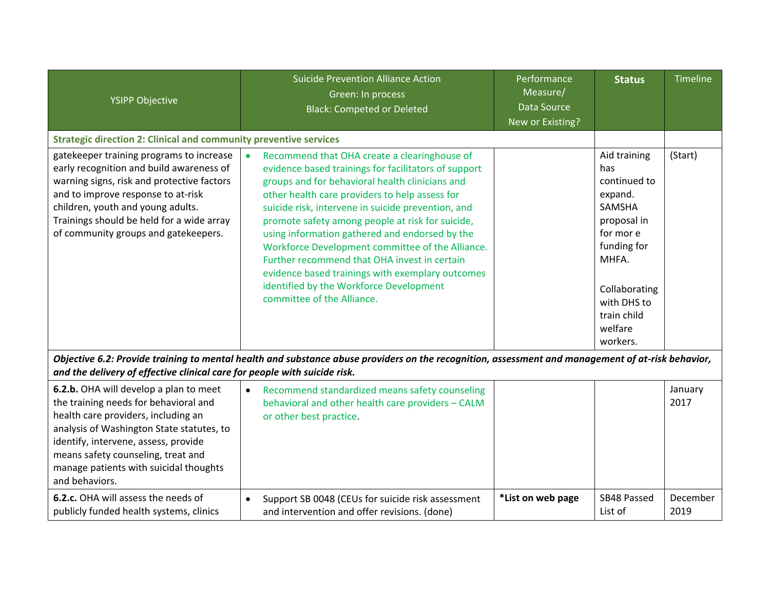| YSIPP Objective | Suicide Prevention Alliance Action<br>Green: In process<br>Black: Competed or Deleted | Performance Measure/<br>Data Source<br>New or Existing? | **Status** | Timeline |
|---|---|---|---|---|
| **Strategic direction 2: Clinical and community preventive services** | | | | |
| gatekeeper training programs to increase early recognition and build awareness of warning signs, risk and protective factors and to improve response to at-risk children, youth and young adults. Trainings should be held for a wide array of community groups and gatekeepers. | • Recommend that OHA create a clearinghouse of evidence based trainings for facilitators of support groups and for behavioral health clinicians and other health care providers to help assess for suicide risk, intervene in suicide prevention, and promote safety among people at risk for suicide, using information gathered and endorsed by the Workforce Development committee of the Alliance. Further recommend that OHA invest in certain evidence based trainings with exemplary outcomes identified by the Workforce Development committee of the Alliance. | | Aid training has continued to expand. SAMSHA proposal in for mor e funding for MHFA.<br><br>Collaborating with DHS to train child welfare workers. | (Start) |
| ***Objective 6.2: Provide training to mental health and substance abuse providers on the recognition, assessment and management of at-risk behavior, and the delivery of effective clinical care for people with suicide risk.*** | | | | |
| **6.2.b.** OHA will develop a plan to meet the training needs for behavioral and health care providers, including an analysis of Washington State statutes, to identify, intervene, assess, provide means safety counseling, treat and manage patients with suicidal thoughts and behaviors. | • Recommend standardized means safety counseling behavioral and other health care providers – CALM or other best practice. | | | January 2017 |
| **6.2.c.** OHA will assess the needs of publicly funded health systems, clinics | • Support SB 0048 (CEUs for suicide risk assessment and intervention and offer revisions. (done) | ***List on web page** | SB48 Passed List of | December 2019 |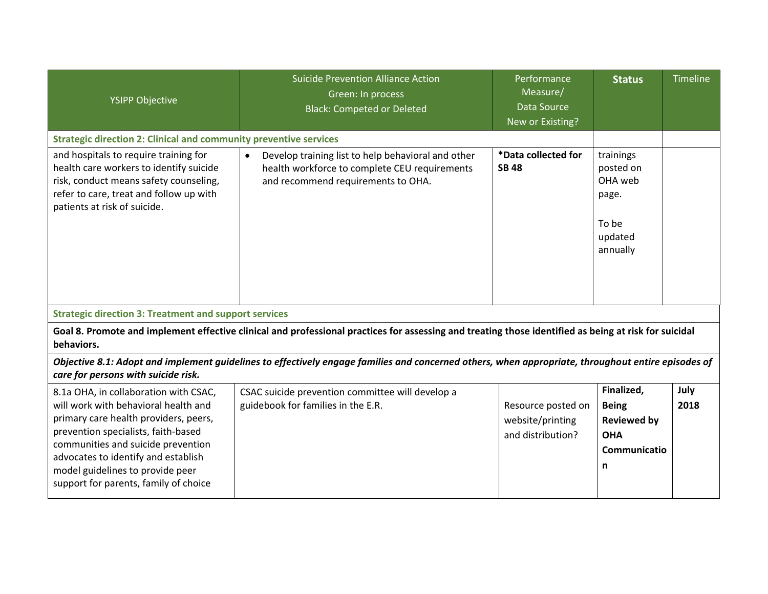| YSIPP Objective | Suicide Prevention Alliance Action<br>Green: In process<br>Black: Competed or Deleted | Performance Measure/<br>Data Source<br>New or Existing? | **Status** | Timeline |
|---|---|---|---|---|
| **Strategic direction 2: Clinical and community preventive services** | | | | |
| and hospitals to require training for health care workers to identify suicide risk, conduct means safety counseling, refer to care, treat and follow up with patients at risk of suicide. | • Develop training list to help behavioral and other health workforce to complete CEU requirements and recommend requirements to OHA. | ***Data collected for SB 48** | trainings posted on OHA web page.<br><br>To be updated annually | |
| **Strategic direction 3: Treatment and support services** | | | | |
| **Goal 8. Promote and implement effective clinical and professional practices for assessing and treating those identified as being at risk for suicidal behaviors.** | | | | |
| ***Objective 8.1: Adopt and implement guidelines to effectively engage families and concerned others, when appropriate, throughout entire episodes of care for persons with suicide risk.*** | | | | |
| 8.1a OHA, in collaboration with CSAC, will work with behavioral health and primary care health providers, peers, prevention specialists, faith-based communities and suicide prevention advocates to identify and establish model guidelines to provide peer support for parents, family of choice | CSAC suicide prevention committee will develop a guidebook for families in the E.R. | Resource posted on website/printing and distribution? | **Finalized, Being Reviewed by OHA Communication** | **July 2018** |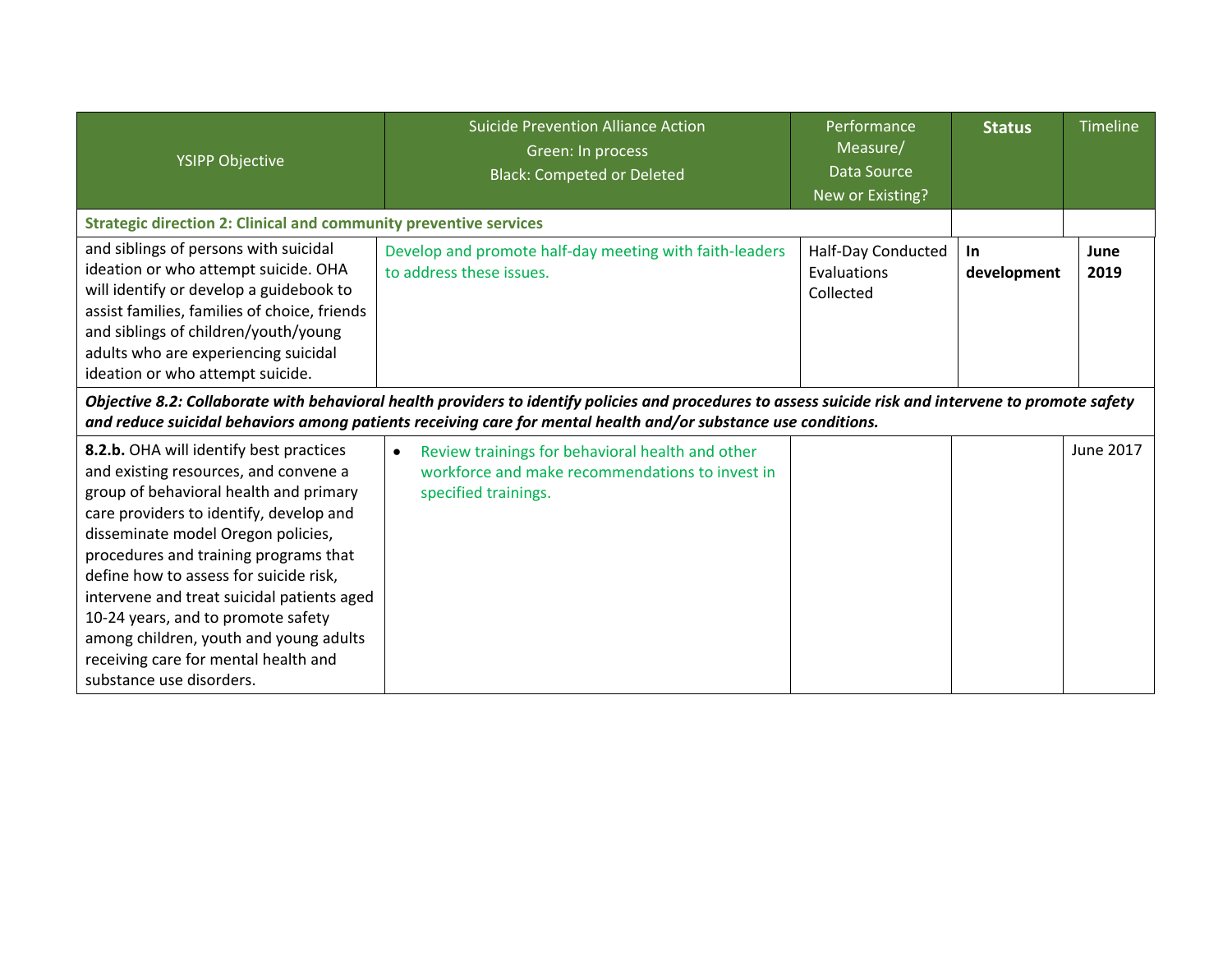| YSIPP Objective | Suicide Prevention Alliance Action<br>Green: In process<br>Black: Competed or Deleted | Performance Measure/<br>Data Source<br>New or Existing? | **Status** | Timeline |
|---|---|---|---|---|
| **Strategic direction 2: Clinical and community preventive services** | | | | |
| and siblings of persons with suicidal ideation or who attempt suicide. OHA will identify or develop a guidebook to assist families, families of choice, friends and siblings of children/youth/young adults who are experiencing suicidal ideation or who attempt suicide. | Develop and promote half-day meeting with faith-leaders to address these issues. | Half-Day Conducted<br>Evaluations Collected | **In development** | **June 2019** |
| ***Objective 8.2: Collaborate with behavioral health providers to identify policies and procedures to assess suicide risk and intervene to promote safety and reduce suicidal behaviors among patients receiving care for mental health and/or substance use conditions.*** | | | | |
| **8.2.b.** OHA will identify best practices and existing resources, and convene a group of behavioral health and primary care providers to identify, develop and disseminate model Oregon policies, procedures and training programs that define how to assess for suicide risk, intervene and treat suicidal patients aged 10-24 years, and to promote safety among children, youth and young adults receiving care for mental health and substance use disorders. | • Review trainings for behavioral health and other workforce and make recommendations to invest in specified trainings. | | | June 2017 |